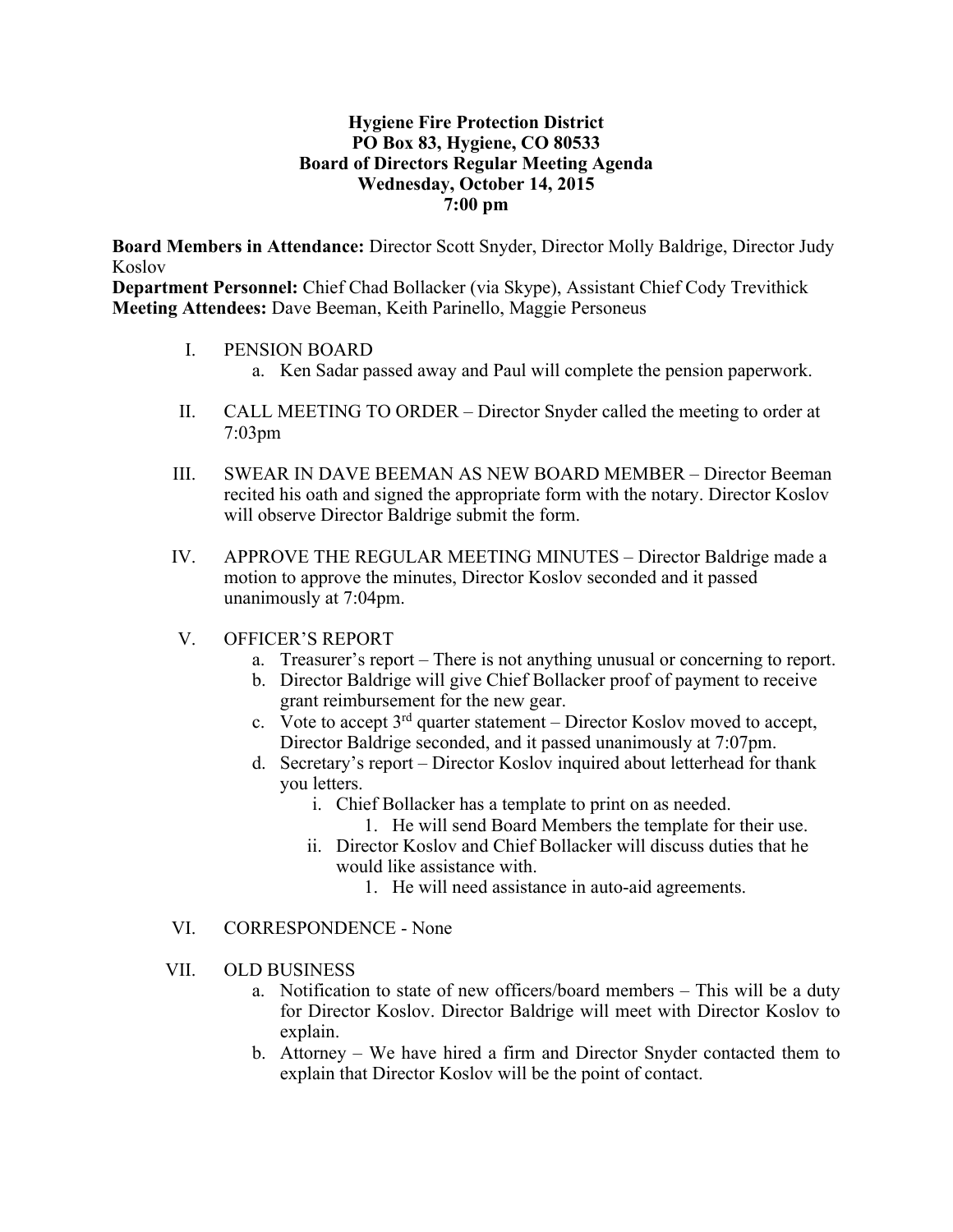**Hygiene Fire Protection District**
**PO Box 83, Hygiene, CO 80533**
**Board of Directors Regular Meeting Agenda**
**Wednesday, October 14, 2015**
**7:00 pm**

**Board Members in Attendance:** Director Scott Snyder, Director Molly Baldrige, Director Judy Koslov
**Department Personnel:** Chief Chad Bollacker (via Skype), Assistant Chief Cody Trevithick
**Meeting Attendees:** Dave Beeman, Keith Parinello, Maggie Personeus

I. PENSION BOARD
   a. Ken Sadar passed away and Paul will complete the pension paperwork.

II. CALL MEETING TO ORDER – Director Snyder called the meeting to order at 7:03pm

III. SWEAR IN DAVE BEEMAN AS NEW BOARD MEMBER – Director Beeman recited his oath and signed the appropriate form with the notary. Director Koslov will observe Director Baldrige submit the form.

IV. APPROVE THE REGULAR MEETING MINUTES – Director Baldrige made a motion to approve the minutes, Director Koslov seconded and it passed unanimously at 7:04pm.

V. OFFICER'S REPORT
   a. Treasurer's report – There is not anything unusual or concerning to report.
   b. Director Baldrige will give Chief Bollacker proof of payment to receive grant reimbursement for the new gear.
   c. Vote to accept 3rd quarter statement – Director Koslov moved to accept, Director Baldrige seconded, and it passed unanimously at 7:07pm.
   d. Secretary's report – Director Koslov inquired about letterhead for thank you letters.
      i. Chief Bollacker has a template to print on as needed.
         1. He will send Board Members the template for their use.
      ii. Director Koslov and Chief Bollacker will discuss duties that he would like assistance with.
         1. He will need assistance in auto-aid agreements.

VI. CORRESPONDENCE - None

VII. OLD BUSINESS
   a. Notification to state of new officers/board members – This will be a duty for Director Koslov. Director Baldrige will meet with Director Koslov to explain.
   b. Attorney – We have hired a firm and Director Snyder contacted them to explain that Director Koslov will be the point of contact.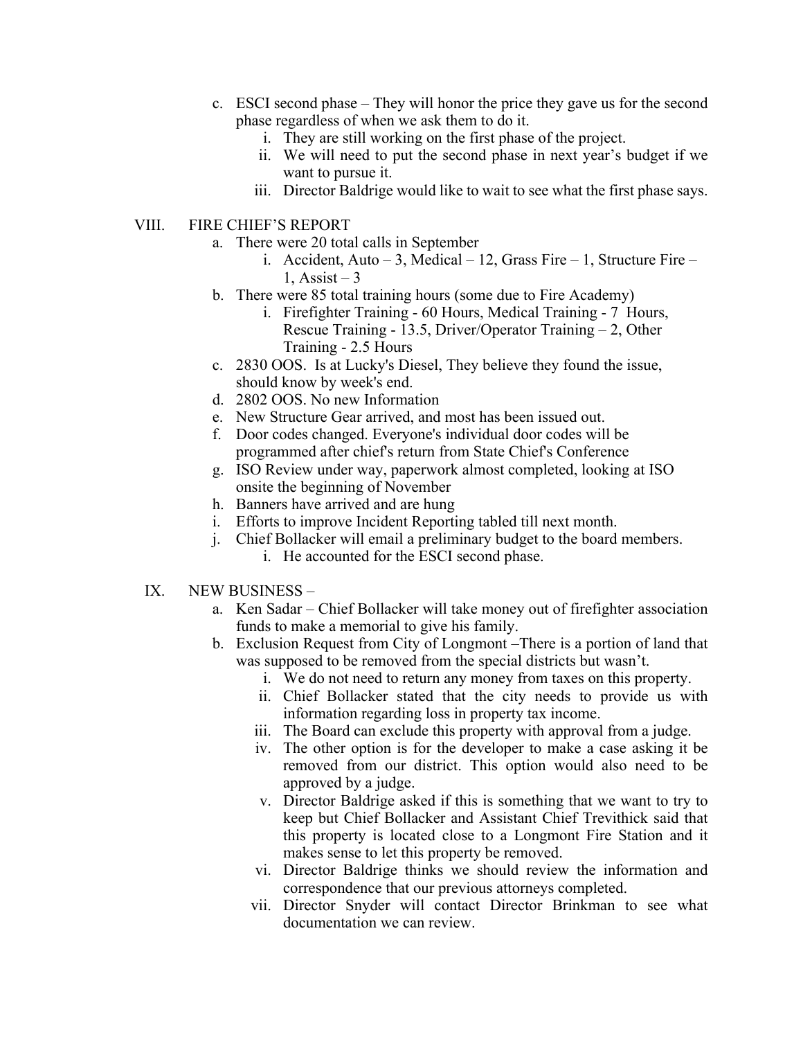c. ESCI second phase – They will honor the price they gave us for the second phase regardless of when we ask them to do it.
   i. They are still working on the first phase of the project.
   ii. We will need to put the second phase in next year's budget if we want to pursue it.
   iii. Director Baldrige would like to wait to see what the first phase says.

VIII. FIRE CHIEF'S REPORT

a. There were 20 total calls in September
   i. Accident, Auto – 3, Medical – 12, Grass Fire – 1, Structure Fire – 1, Assist – 3
b. There were 85 total training hours (some due to Fire Academy)
   i. Firefighter Training - 60 Hours, Medical Training - 7 Hours, Rescue Training - 13.5, Driver/Operator Training – 2, Other Training - 2.5 Hours
c. 2830 OOS. Is at Lucky's Diesel, They believe they found the issue, should know by week's end.
d. 2802 OOS. No new Information
e. New Structure Gear arrived, and most has been issued out.
f. Door codes changed. Everyone's individual door codes will be programmed after chief's return from State Chief's Conference
g. ISO Review under way, paperwork almost completed, looking at ISO onsite the beginning of November
h. Banners have arrived and are hung
i. Efforts to improve Incident Reporting tabled till next month.
j. Chief Bollacker will email a preliminary budget to the board members.
   i. He accounted for the ESCI second phase.

IX. NEW BUSINESS –

a. Ken Sadar – Chief Bollacker will take money out of firefighter association funds to make a memorial to give his family.
b. Exclusion Request from City of Longmont –There is a portion of land that was supposed to be removed from the special districts but wasn't.
   i. We do not need to return any money from taxes on this property.
   ii. Chief Bollacker stated that the city needs to provide us with information regarding loss in property tax income.
   iii. The Board can exclude this property with approval from a judge.
   iv. The other option is for the developer to make a case asking it be removed from our district. This option would also need to be approved by a judge.
   v. Director Baldrige asked if this is something that we want to try to keep but Chief Bollacker and Assistant Chief Trevithick said that this property is located close to a Longmont Fire Station and it makes sense to let this property be removed.
   vi. Director Baldrige thinks we should review the information and correspondence that our previous attorneys completed.
   vii. Director Snyder will contact Director Brinkman to see what documentation we can review.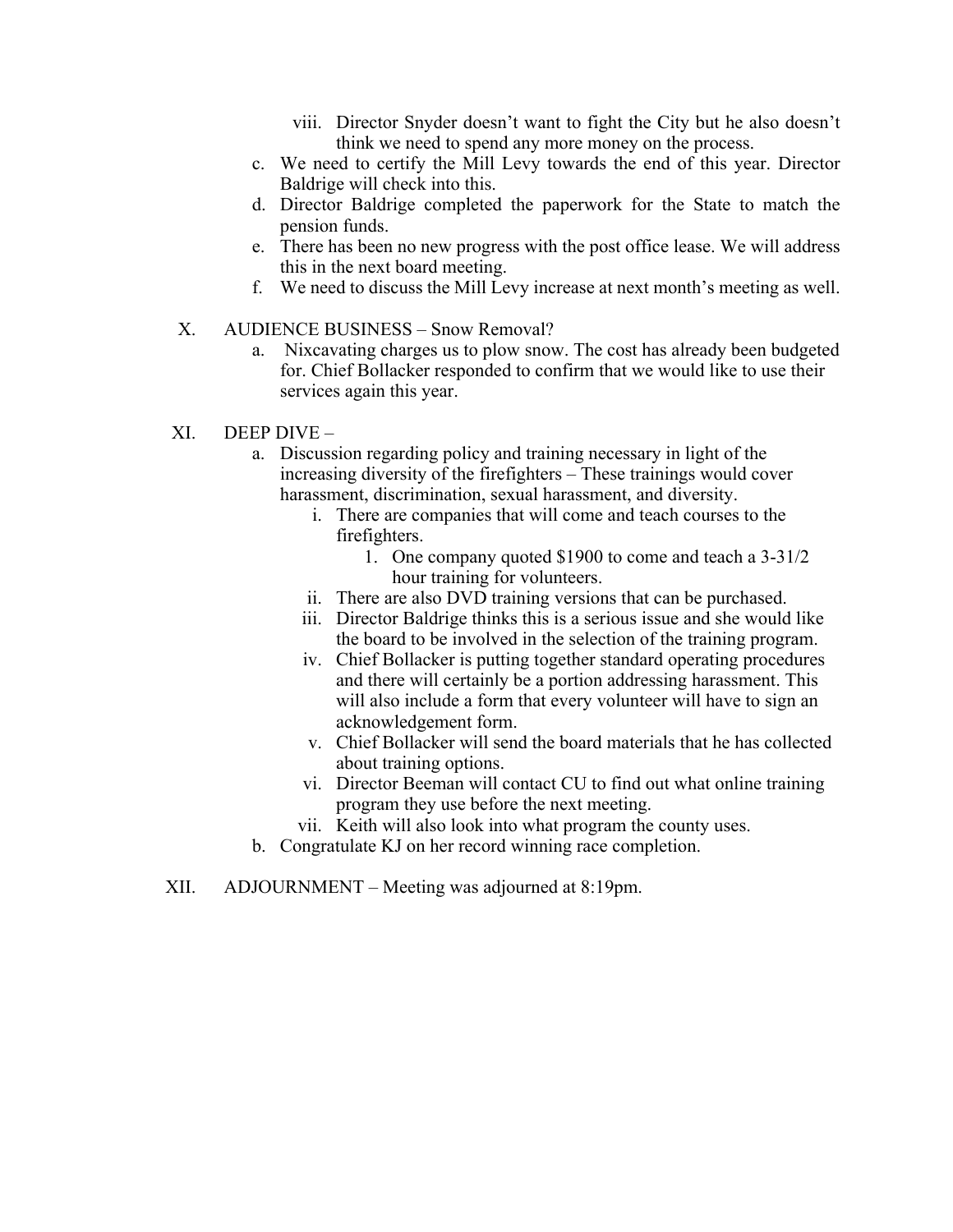viii. Director Snyder doesn't want to fight the City but he also doesn't think we need to spend any more money on the process.

   c. We need to certify the Mill Levy towards the end of this year. Director Baldrige will check into this.
   d. Director Baldrige completed the paperwork for the State to match the pension funds.
   e. There has been no new progress with the post office lease. We will address this in the next board meeting.
   f. We need to discuss the Mill Levy increase at next month's meeting as well.

X. AUDIENCE BUSINESS – Snow Removal?

   a. Nixcavating charges us to plow snow. The cost has already been budgeted for. Chief Bollacker responded to confirm that we would like to use their services again this year.

XI. DEEP DIVE –

   a. Discussion regarding policy and training necessary in light of the increasing diversity of the firefighters – These trainings would cover harassment, discrimination, sexual harassment, and diversity.
      i. There are companies that will come and teach courses to the firefighters.
         1. One company quoted $1900 to come and teach a 3-31/2 hour training for volunteers.
      ii. There are also DVD training versions that can be purchased.
      iii. Director Baldrige thinks this is a serious issue and she would like the board to be involved in the selection of the training program.
      iv. Chief Bollacker is putting together standard operating procedures and there will certainly be a portion addressing harassment. This will also include a form that every volunteer will have to sign an acknowledgement form.
      v. Chief Bollacker will send the board materials that he has collected about training options.
      vi. Director Beeman will contact CU to find out what online training program they use before the next meeting.
      vii. Keith will also look into what program the county uses.
   b. Congratulate KJ on her record winning race completion.

XII. ADJOURNMENT – Meeting was adjourned at 8:19pm.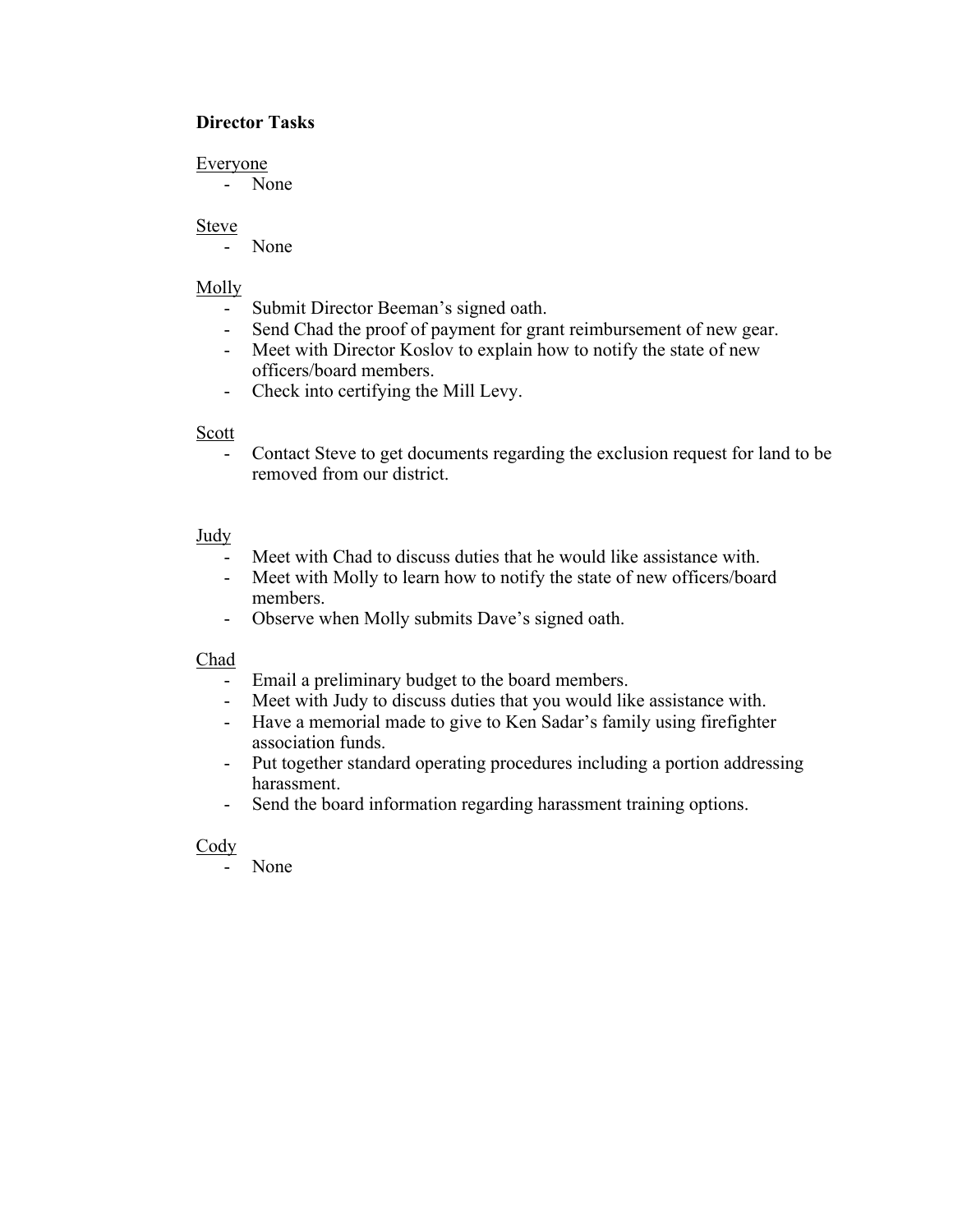**Director Tasks**

Everyone

- None

Steve

- None

Molly

- Submit Director Beeman's signed oath.
- Send Chad the proof of payment for grant reimbursement of new gear.
- Meet with Director Koslov to explain how to notify the state of new officers/board members.
- Check into certifying the Mill Levy.

Scott

- Contact Steve to get documents regarding the exclusion request for land to be removed from our district.

Judy

- Meet with Chad to discuss duties that he would like assistance with.
- Meet with Molly to learn how to notify the state of new officers/board members.
- Observe when Molly submits Dave's signed oath.

Chad

- Email a preliminary budget to the board members.
- Meet with Judy to discuss duties that you would like assistance with.
- Have a memorial made to give to Ken Sadar's family using firefighter association funds.
- Put together standard operating procedures including a portion addressing harassment.
- Send the board information regarding harassment training options.

Cody

- None